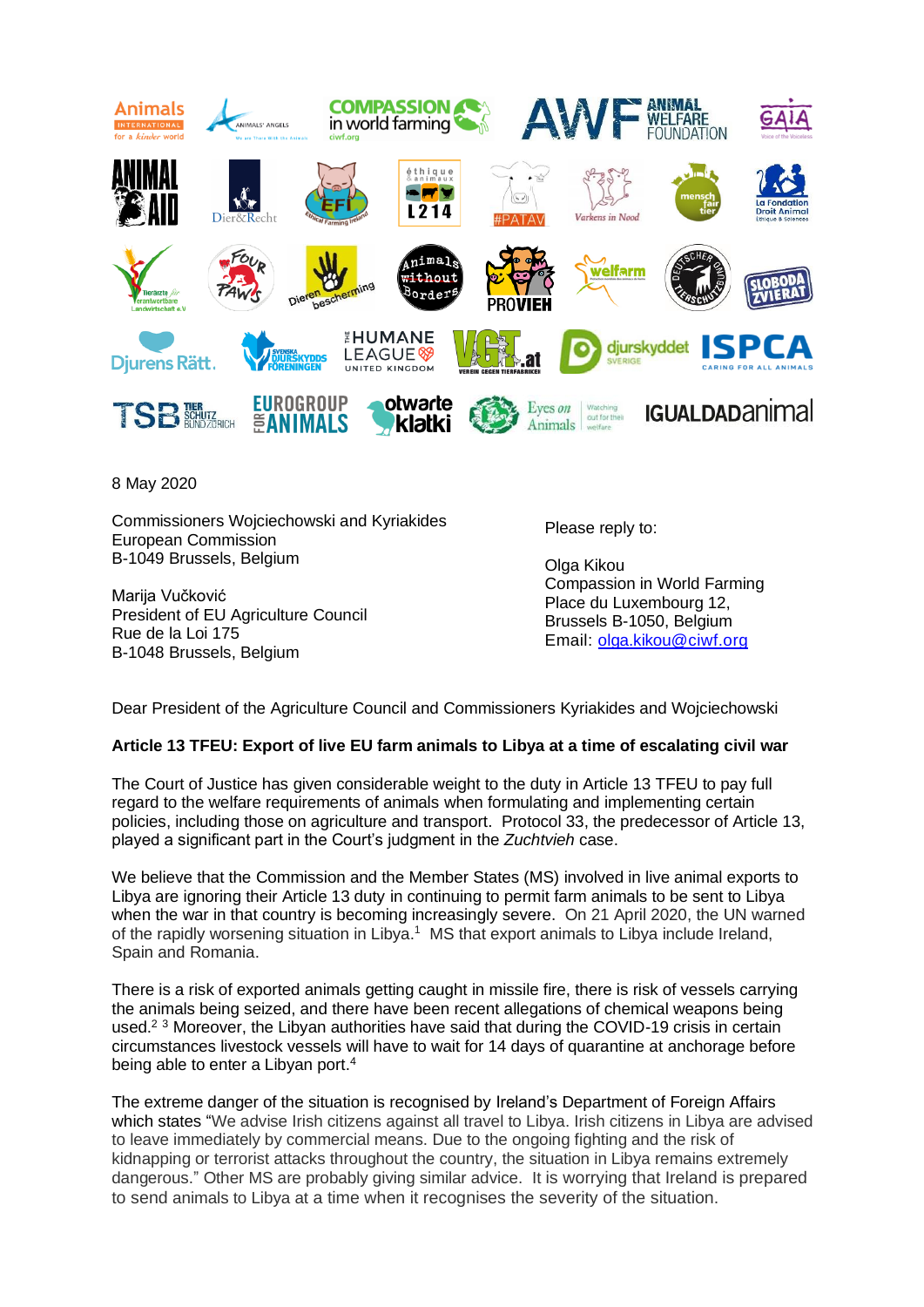8 May 2020

Commissioners Wojciechowski and Kyriakides
European Commission
B-1049 Brussels, Belgium

Marija Vučković
President of EU Agriculture Council
Rue de la Loi 175
B-1048 Brussels, Belgium

Please reply to:

Olga Kikou
Compassion in World Farming
Place du Luxembourg 12,
Brussels B-1050, Belgium
Email: olga.kikou@ciwf.org

Dear President of the Agriculture Council and Commissioners Kyriakides and Wojciechowski

**Article 13 TFEU: Export of live EU farm animals to Libya at a time of escalating civil war**

The Court of Justice has given considerable weight to the duty in Article 13 TFEU to pay full regard to the welfare requirements of animals when formulating and implementing certain policies, including those on agriculture and transport. Protocol 33, the predecessor of Article 13, played a significant part in the Court's judgment in the *Zuchtvieh* case.

We believe that the Commission and the Member States (MS) involved in live animal exports to Libya are ignoring their Article 13 duty in continuing to permit farm animals to be sent to Libya when the war in that country is becoming increasingly severe. On 21 April 2020, the UN warned of the rapidly worsening situation in Libya.[1] MS that export animals to Libya include Ireland, Spain and Romania.

There is a risk of exported animals getting caught in missile fire, there is risk of vessels carrying the animals being seized, and there have been recent allegations of chemical weapons being used.[2] [3] Moreover, the Libyan authorities have said that during the COVID-19 crisis in certain circumstances livestock vessels will have to wait for 14 days of quarantine at anchorage before being able to enter a Libyan port.[4]

The extreme danger of the situation is recognised by Ireland's Department of Foreign Affairs which states "We advise Irish citizens against all travel to Libya. Irish citizens in Libya are advised to leave immediately by commercial means. Due to the ongoing fighting and the risk of kidnapping or terrorist attacks throughout the country, the situation in Libya remains extremely dangerous." Other MS are probably giving similar advice. It is worrying that Ireland is prepared to send animals to Libya at a time when it recognises the severity of the situation.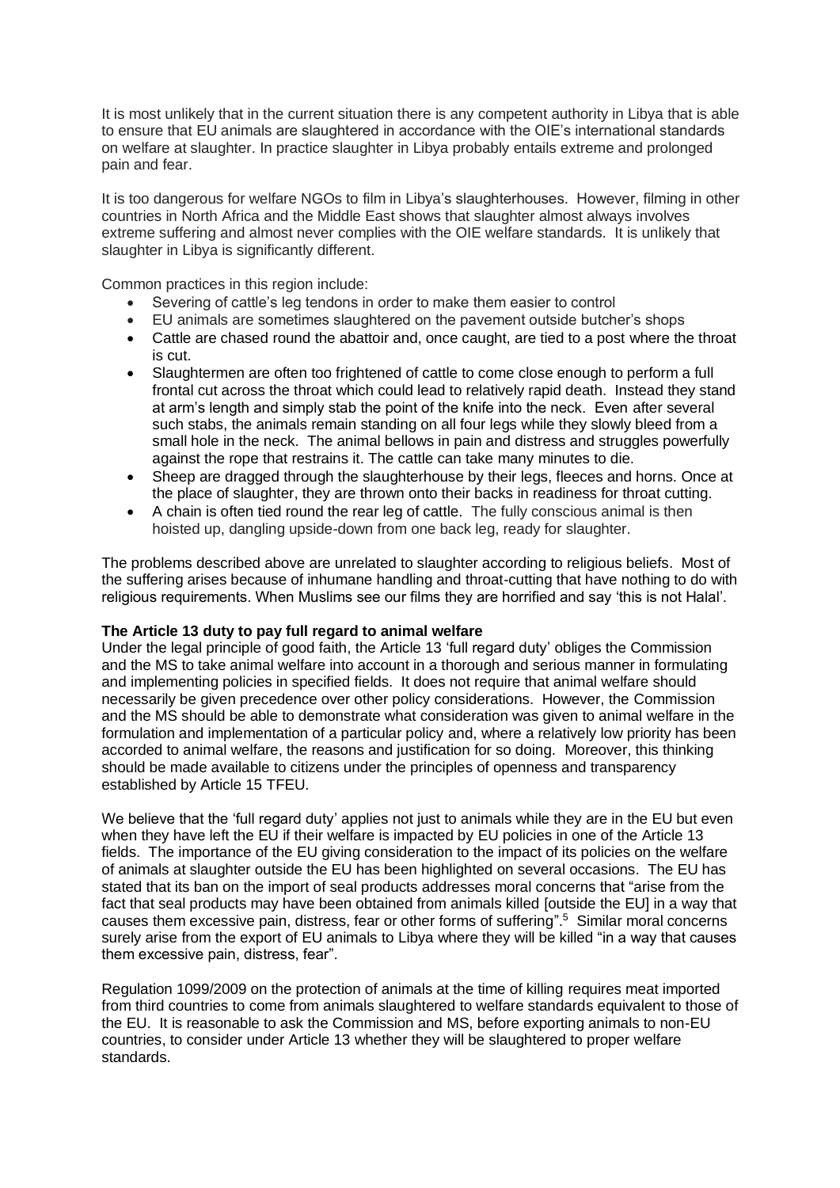It is most unlikely that in the current situation there is any competent authority in Libya that is able to ensure that EU animals are slaughtered in accordance with the OIE's international standards on welfare at slaughter. In practice slaughter in Libya probably entails extreme and prolonged pain and fear.

It is too dangerous for welfare NGOs to film in Libya's slaughterhouses. However, filming in other countries in North Africa and the Middle East shows that slaughter almost always involves extreme suffering and almost never complies with the OIE welfare standards. It is unlikely that slaughter in Libya is significantly different.

Common practices in this region include:

- Severing of cattle's leg tendons in order to make them easier to control
- EU animals are sometimes slaughtered on the pavement outside butcher's shops
- Cattle are chased round the abattoir and, once caught, are tied to a post where the throat is cut.
- Slaughtermen are often too frightened of cattle to come close enough to perform a full frontal cut across the throat which could lead to relatively rapid death. Instead they stand at arm's length and simply stab the point of the knife into the neck. Even after several such stabs, the animals remain standing on all four legs while they slowly bleed from a small hole in the neck. The animal bellows in pain and distress and struggles powerfully against the rope that restrains it. The cattle can take many minutes to die.
- Sheep are dragged through the slaughterhouse by their legs, fleeces and horns. Once at the place of slaughter, they are thrown onto their backs in readiness for throat cutting.
- A chain is often tied round the rear leg of cattle. The fully conscious animal is then hoisted up, dangling upside-down from one back leg, ready for slaughter.

The problems described above are unrelated to slaughter according to religious beliefs. Most of the suffering arises because of inhumane handling and throat-cutting that have nothing to do with religious requirements. When Muslims see our films they are horrified and say 'this is not Halal'.

**The Article 13 duty to pay full regard to animal welfare**

Under the legal principle of good faith, the Article 13 'full regard duty' obliges the Commission and the MS to take animal welfare into account in a thorough and serious manner in formulating and implementing policies in specified fields. It does not require that animal welfare should necessarily be given precedence over other policy considerations. However, the Commission and the MS should be able to demonstrate what consideration was given to animal welfare in the formulation and implementation of a particular policy and, where a relatively low priority has been accorded to animal welfare, the reasons and justification for so doing. Moreover, this thinking should be made available to citizens under the principles of openness and transparency established by Article 15 TFEU.

We believe that the 'full regard duty' applies not just to animals while they are in the EU but even when they have left the EU if their welfare is impacted by EU policies in one of the Article 13 fields. The importance of the EU giving consideration to the impact of its policies on the welfare of animals at slaughter outside the EU has been highlighted on several occasions. The EU has stated that its ban on the import of seal products addresses moral concerns that "arise from the fact that seal products may have been obtained from animals killed [outside the EU] in a way that causes them excessive pain, distress, fear or other forms of suffering".[5] Similar moral concerns surely arise from the export of EU animals to Libya where they will be killed "in a way that causes them excessive pain, distress, fear".

Regulation 1099/2009 on the protection of animals at the time of killing requires meat imported from third countries to come from animals slaughtered to welfare standards equivalent to those of the EU. It is reasonable to ask the Commission and MS, before exporting animals to non-EU countries, to consider under Article 13 whether they will be slaughtered to proper welfare standards.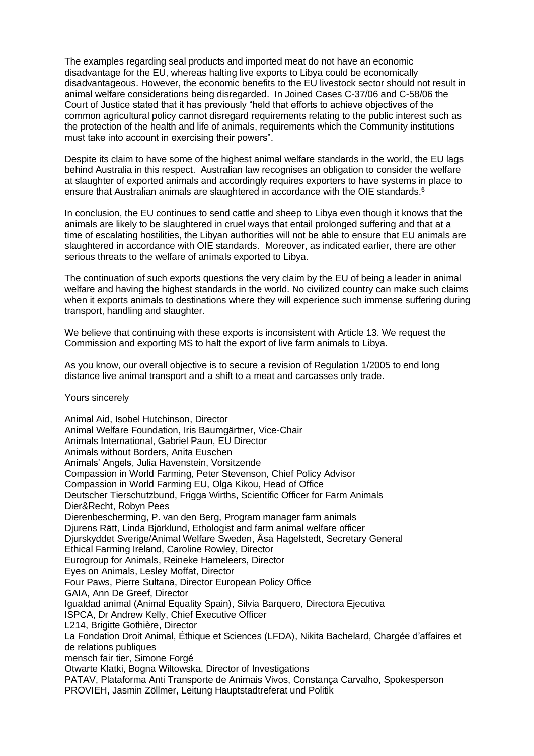The examples regarding seal products and imported meat do not have an economic disadvantage for the EU, whereas halting live exports to Libya could be economically disadvantageous. However, the economic benefits to the EU livestock sector should not result in animal welfare considerations being disregarded. In Joined Cases C-37/06 and C-58/06 the Court of Justice stated that it has previously "held that efforts to achieve objectives of the common agricultural policy cannot disregard requirements relating to the public interest such as the protection of the health and life of animals, requirements which the Community institutions must take into account in exercising their powers".

Despite its claim to have some of the highest animal welfare standards in the world, the EU lags behind Australia in this respect. Australian law recognises an obligation to consider the welfare at slaughter of exported animals and accordingly requires exporters to have systems in place to ensure that Australian animals are slaughtered in accordance with the OIE standards.[6]

In conclusion, the EU continues to send cattle and sheep to Libya even though it knows that the animals are likely to be slaughtered in cruel ways that entail prolonged suffering and that at a time of escalating hostilities, the Libyan authorities will not be able to ensure that EU animals are slaughtered in accordance with OIE standards. Moreover, as indicated earlier, there are other serious threats to the welfare of animals exported to Libya.

The continuation of such exports questions the very claim by the EU of being a leader in animal welfare and having the highest standards in the world. No civilized country can make such claims when it exports animals to destinations where they will experience such immense suffering during transport, handling and slaughter.

We believe that continuing with these exports is inconsistent with Article 13. We request the Commission and exporting MS to halt the export of live farm animals to Libya.

As you know, our overall objective is to secure a revision of Regulation 1/2005 to end long distance live animal transport and a shift to a meat and carcasses only trade.

Yours sincerely

Animal Aid, Isobel Hutchinson, Director
Animal Welfare Foundation, Iris Baumgärtner, Vice-Chair
Animals International, Gabriel Paun, EU Director
Animals without Borders, Anita Euschen
Animals' Angels, Julia Havenstein, Vorsitzende
Compassion in World Farming, Peter Stevenson, Chief Policy Advisor
Compassion in World Farming EU, Olga Kikou, Head of Office
Deutscher Tierschutzbund, Frigga Wirths, Scientific Officer for Farm Animals
Dier&Recht, Robyn Pees
Dierenbescherming, P. van den Berg, Program manager farm animals
Djurens Rätt, Linda Björklund, Ethologist and farm animal welfare officer
Djurskyddet Sverige/Animal Welfare Sweden, Åsa Hagelstedt, Secretary General
Ethical Farming Ireland, Caroline Rowley, Director
Eurogroup for Animals, Reineke Hameleers, Director
Eyes on Animals, Lesley Moffat, Director
Four Paws, Pierre Sultana, Director European Policy Office
GAIA, Ann De Greef, Director
Igualdad animal (Animal Equality Spain), Silvia Barquero, Directora Ejecutiva
ISPCA, Dr Andrew Kelly, Chief Executive Officer
L214, Brigitte Gothière, Director
La Fondation Droit Animal, Éthique et Sciences (LFDA), Nikita Bachelard, Chargée d'affaires et de relations publiques
mensch fair tier, Simone Forgé
Otwarte Klatki, Bogna Wiltowska, Director of Investigations
PATAV, Plataforma Anti Transporte de Animais Vivos, Constança Carvalho, Spokesperson
PROVIEH, Jasmin Zöllmer, Leitung Hauptstadtreferat und Politik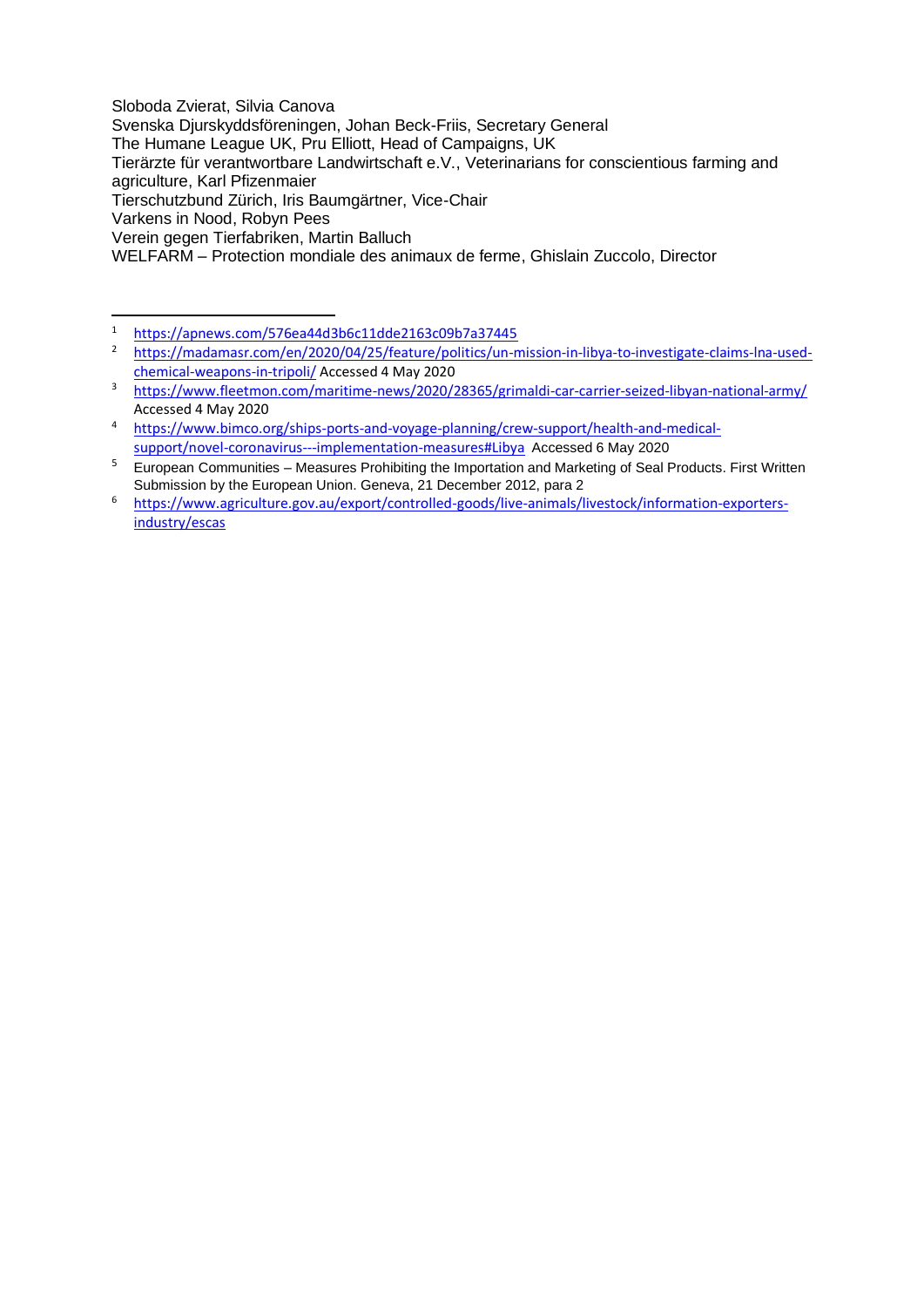Sloboda Zvierat, Silvia Canova
Svenska Djurskyddsföreningen, Johan Beck-Friis, Secretary General
The Humane League UK, Pru Elliott, Head of Campaigns, UK
Tierärzte für verantwortbare Landwirtschaft e.V., Veterinarians for conscientious farming and agriculture, Karl Pfizenmaier
Tierschutzbund Zürich, Iris Baumgärtner, Vice-Chair
Varkens in Nood, Robyn Pees
Verein gegen Tierfabriken, Martin Balluch
WELFARM – Protection mondiale des animaux de ferme, Ghislain Zuccolo, Director

---

[1] https://apnews.com/576ea44d3b6c11dde2163c09b7a37445

[2] https://madamasr.com/en/2020/04/25/feature/politics/un-mission-in-libya-to-investigate-claims-lna-used-chemical-weapons-in-tripoli/ Accessed 4 May 2020

[3] https://www.fleetmon.com/maritime-news/2020/28365/grimaldi-car-carrier-seized-libyan-national-army/ Accessed 4 May 2020

[4] https://www.bimco.org/ships-ports-and-voyage-planning/crew-support/health-and-medical-support/novel-coronavirus---implementation-measures#Libya Accessed 6 May 2020

[5] European Communities – Measures Prohibiting the Importation and Marketing of Seal Products. First Written Submission by the European Union. Geneva, 21 December 2012, para 2

[6] https://www.agriculture.gov.au/export/controlled-goods/live-animals/livestock/information-exporters-industry/escas